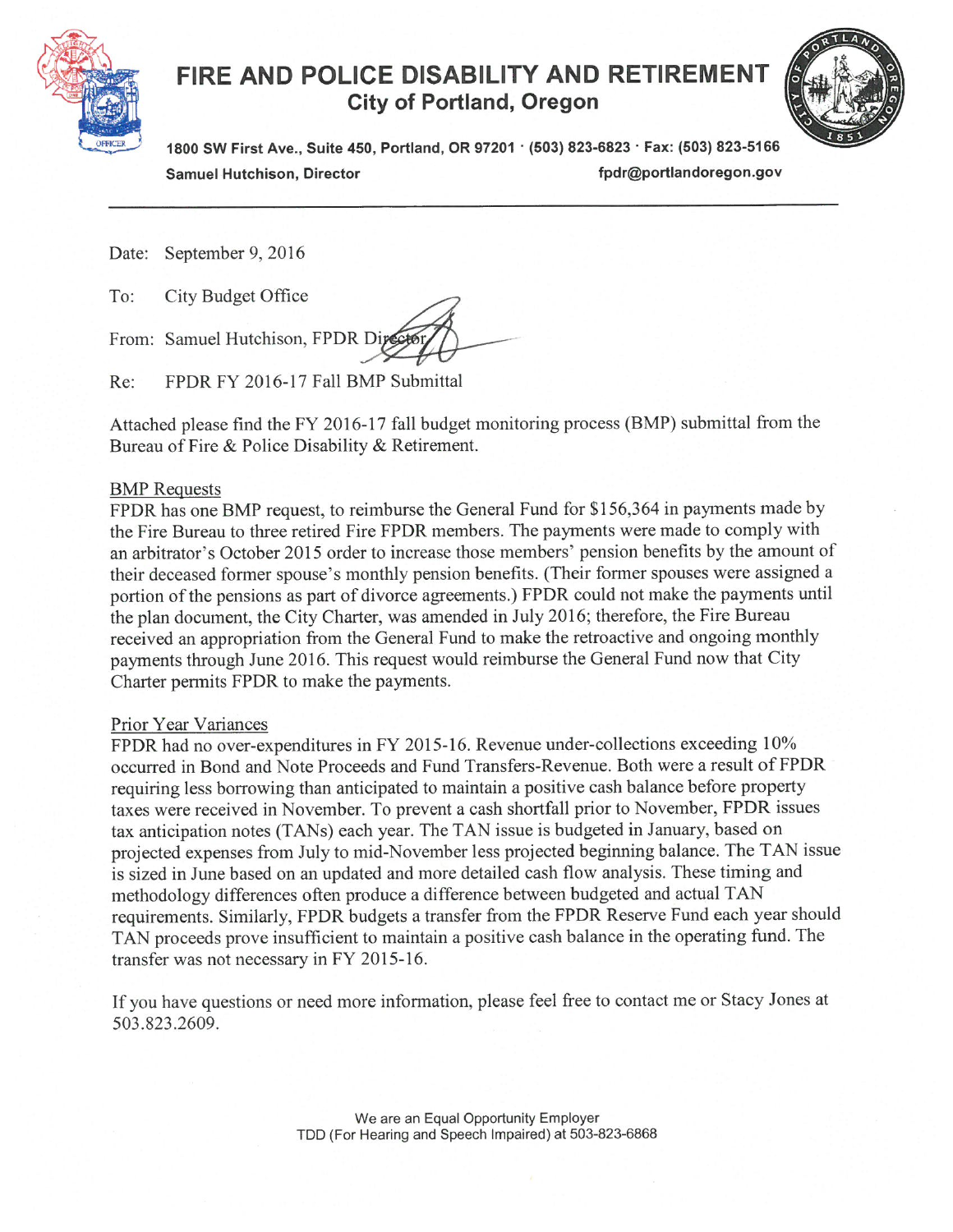# FIRE AND POLICE DISABILITY AND RETIREMENT

## City of Portland, Oregon

**1800 SW First Ave., Suite 450, Portland, OR 97201 · (503) 823-6823 · Fax: (503) 823-5166**

**Samuel Hutchison, Director** **fpdr@portlandoregon.gov**

---

Date: September 9, 2016

To: City Budget Office

From: Samuel Hutchison, FPDR Director

Re: FPDR FY 2016-17 Fall BMP Submittal

Attached please find the FY 2016-17 fall budget monitoring process (BMP) submittal from the Bureau of Fire & Police Disability & Retirement.

<u>BMP Requests</u>

FPDR has one BMP request, to reimburse the General Fund for $156,364 in payments made by the Fire Bureau to three retired Fire FPDR members. The payments were made to comply with an arbitrator's October 2015 order to increase those members' pension benefits by the amount of their deceased former spouse's monthly pension benefits. (Their former spouses were assigned a portion of the pensions as part of divorce agreements.) FPDR could not make the payments until the plan document, the City Charter, was amended in July 2016; therefore, the Fire Bureau received an appropriation from the General Fund to make the retroactive and ongoing monthly payments through June 2016. This request would reimburse the General Fund now that City Charter permits FPDR to make the payments.

<u>Prior Year Variances</u>

FPDR had no over-expenditures in FY 2015-16. Revenue under-collections exceeding 10% occurred in Bond and Note Proceeds and Fund Transfers-Revenue. Both were a result of FPDR requiring less borrowing than anticipated to maintain a positive cash balance before property taxes were received in November. To prevent a cash shortfall prior to November, FPDR issues tax anticipation notes (TANs) each year. The TAN issue is budgeted in January, based on projected expenses from July to mid-November less projected beginning balance. The TAN issue is sized in June based on an updated and more detailed cash flow analysis. These timing and methodology differences often produce a difference between budgeted and actual TAN requirements. Similarly, FPDR budgets a transfer from the FPDR Reserve Fund each year should TAN proceeds prove insufficient to maintain a positive cash balance in the operating fund. The transfer was not necessary in FY 2015-16.

If you have questions or need more information, please feel free to contact me or Stacy Jones at 503.823.2609.

We are an Equal Opportunity Employer
TDD (For Hearing and Speech Impaired) at 503-823-6868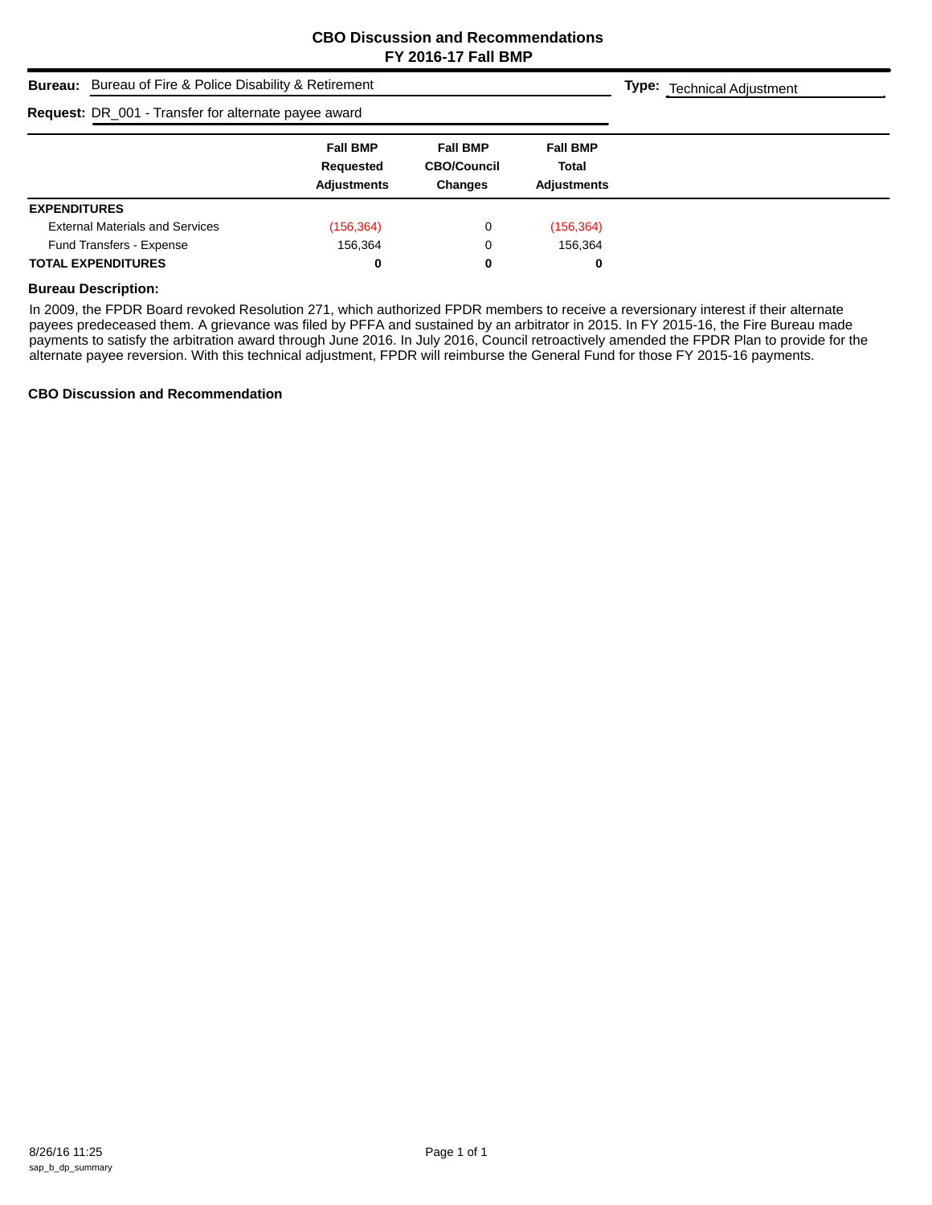## CBO Discussion and Recommendations
## FY 2016-17 Fall BMP

**Bureau:** Bureau of Fire & Police Disability & Retirement

**Type:** Technical Adjustment

**Request:** DR_001 - Transfer for alternate payee award

| | Fall BMP Requested Adjustments | Fall BMP CBO/Council Changes | Fall BMP Total Adjustments |
|---|---|---|---|
| **EXPENDITURES** | | | |
| External Materials and Services | (156,364) | 0 | (156,364) |
| Fund Transfers - Expense | 156,364 | 0 | 156,364 |
| **TOTAL EXPENDITURES** | **0** | **0** | **0** |

**Bureau Description:**

In 2009, the FPDR Board revoked Resolution 271, which authorized FPDR members to receive a reversionary interest if their alternate payees predeceased them. A grievance was filed by PFFA and sustained by an arbitrator in 2015. In FY 2015-16, the Fire Bureau made payments to satisfy the arbitration award through June 2016. In July 2016, Council retroactively amended the FPDR Plan to provide for the alternate payee reversion. With this technical adjustment, FPDR will reimburse the General Fund for those FY 2015-16 payments.

**CBO Discussion and Recommendation**

8/26/16 11:25
sap_b_dp_summary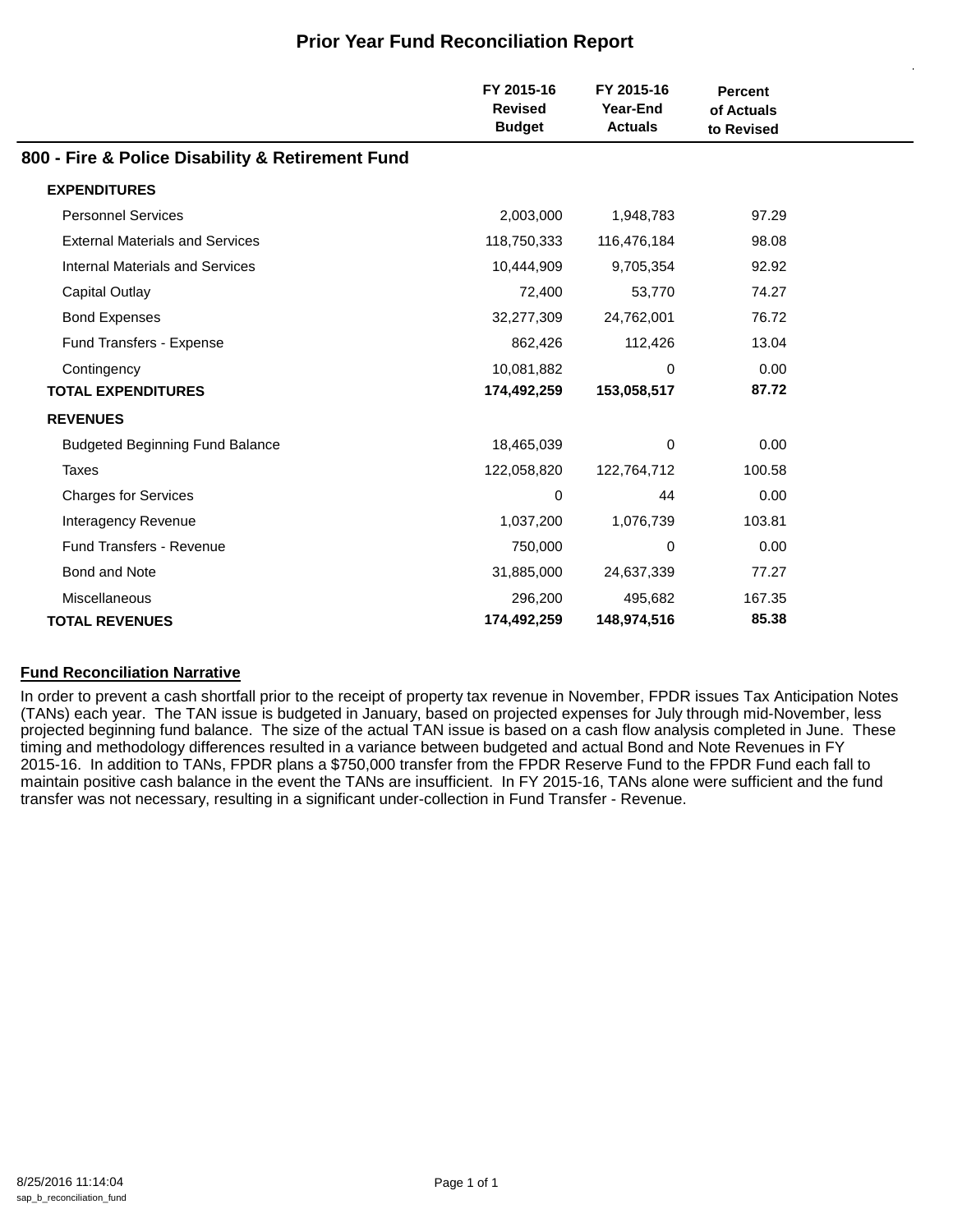# Prior Year Fund Reconciliation Report

| | FY 2015-16 Revised Budget | FY 2015-16 Year-End Actuals | Percent of Actuals to Revised |
|---|---|---|---|
| **800 - Fire & Police Disability & Retirement Fund** | | | |
| **EXPENDITURES** | | | |
| Personnel Services | 2,003,000 | 1,948,783 | 97.29 |
| External Materials and Services | 118,750,333 | 116,476,184 | 98.08 |
| Internal Materials and Services | 10,444,909 | 9,705,354 | 92.92 |
| Capital Outlay | 72,400 | 53,770 | 74.27 |
| Bond Expenses | 32,277,309 | 24,762,001 | 76.72 |
| Fund Transfers - Expense | 862,426 | 112,426 | 13.04 |
| Contingency | 10,081,882 | 0 | 0.00 |
| **TOTAL EXPENDITURES** | **174,492,259** | **153,058,517** | **87.72** |
| **REVENUES** | | | |
| Budgeted Beginning Fund Balance | 18,465,039 | 0 | 0.00 |
| Taxes | 122,058,820 | 122,764,712 | 100.58 |
| Charges for Services | 0 | 44 | 0.00 |
| Interagency Revenue | 1,037,200 | 1,076,739 | 103.81 |
| Fund Transfers - Revenue | 750,000 | 0 | 0.00 |
| Bond and Note | 31,885,000 | 24,637,339 | 77.27 |
| Miscellaneous | 296,200 | 495,682 | 167.35 |
| **TOTAL REVENUES** | **174,492,259** | **148,974,516** | **85.38** |

**Fund Reconciliation Narrative**

In order to prevent a cash shortfall prior to the receipt of property tax revenue in November, FPDR issues Tax Anticipation Notes (TANs) each year. The TAN issue is budgeted in January, based on projected expenses for July through mid-November, less projected beginning fund balance. The size of the actual TAN issue is based on a cash flow analysis completed in June. These timing and methodology differences resulted in a variance between budgeted and actual Bond and Note Revenues in FY 2015-16. In addition to TANs, FPDR plans a $750,000 transfer from the FPDR Reserve Fund to the FPDR Fund each fall to maintain positive cash balance in the event the TANs are insufficient. In FY 2015-16, TANs alone were sufficient and the fund transfer was not necessary, resulting in a significant under-collection in Fund Transfer - Revenue.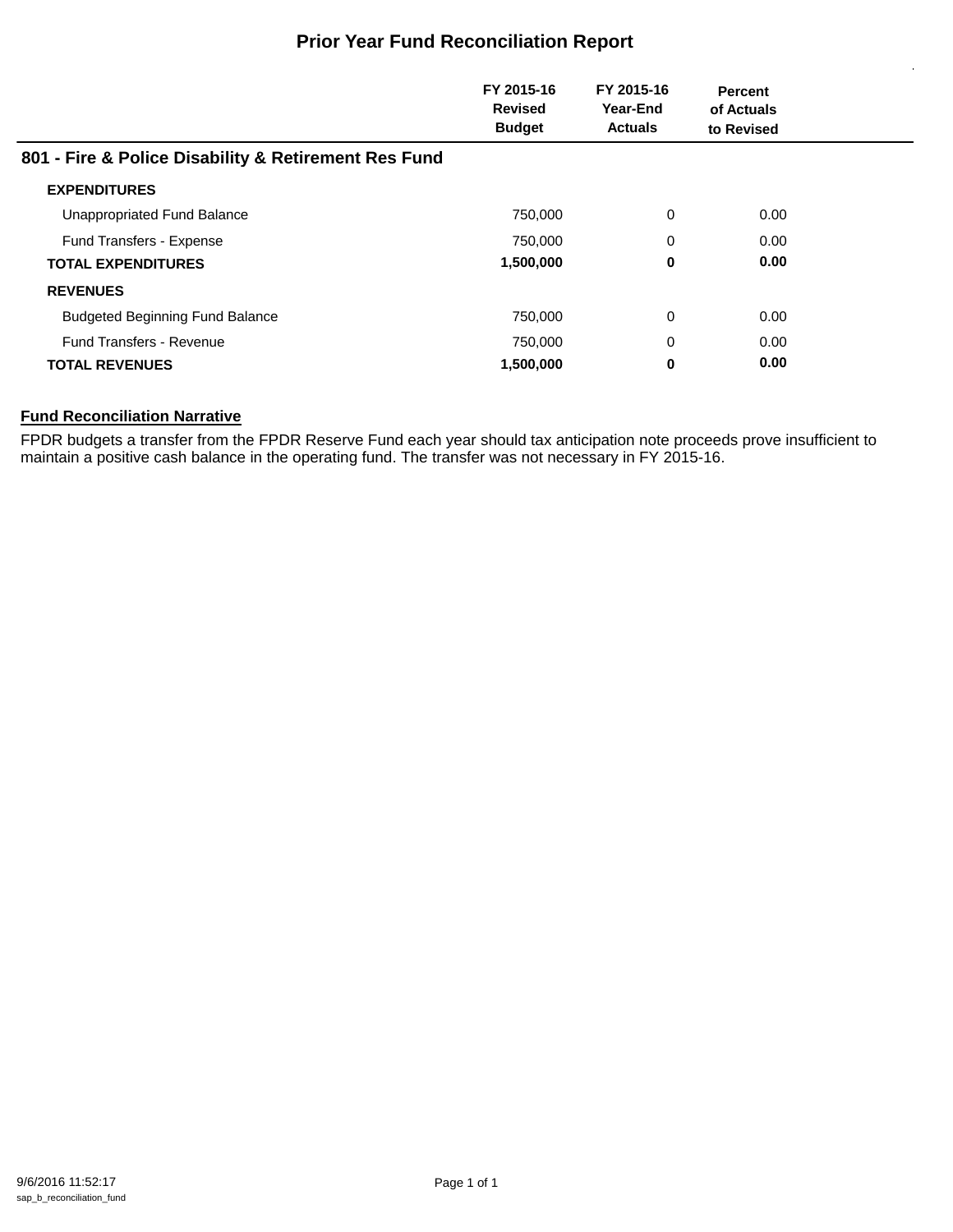# Prior Year Fund Reconciliation Report

| | FY 2015-16 Revised Budget | FY 2015-16 Year-End Actuals | Percent of Actuals to Revised |
|---|---|---|---|
| **801 - Fire & Police Disability & Retirement Res Fund** | | | |
| **EXPENDITURES** | | | |
| Unappropriated Fund Balance | 750,000 | 0 | 0.00 |
| Fund Transfers - Expense | 750,000 | 0 | 0.00 |
| **TOTAL EXPENDITURES** | **1,500,000** | **0** | **0.00** |
| **REVENUES** | | | |
| Budgeted Beginning Fund Balance | 750,000 | 0 | 0.00 |
| Fund Transfers - Revenue | 750,000 | 0 | 0.00 |
| **TOTAL REVENUES** | **1,500,000** | **0** | **0.00** |

**Fund Reconciliation Narrative**

FPDR budgets a transfer from the FPDR Reserve Fund each year should tax anticipation note proceeds prove insufficient to maintain a positive cash balance in the operating fund. The transfer was not necessary in FY 2015-16.

9/6/2016 11:52:17
sap_b_reconciliation_fund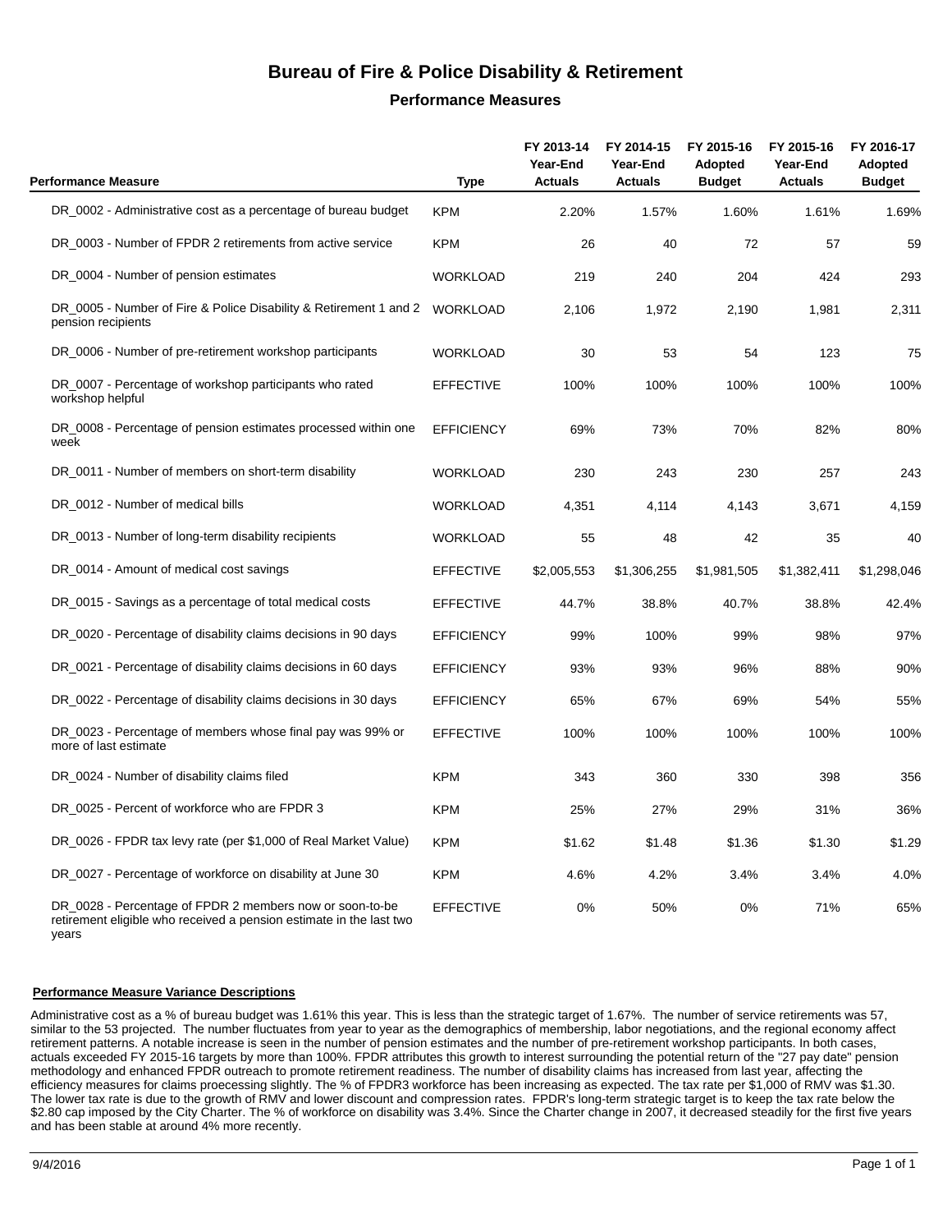# Bureau of Fire & Police Disability & Retirement

## Performance Measures

| Performance Measure | Type | FY 2013-14 Year-End Actuals | FY 2014-15 Year-End Actuals | FY 2015-16 Adopted Budget | FY 2015-16 Year-End Actuals | FY 2016-17 Adopted Budget |
|---|---|---|---|---|---|---|
| DR_0002 - Administrative cost as a percentage of bureau budget | KPM | 2.20% | 1.57% | 1.60% | 1.61% | 1.69% |
| DR_0003 - Number of FPDR 2 retirements from active service | KPM | 26 | 40 | 72 | 57 | 59 |
| DR_0004 - Number of pension estimates | WORKLOAD | 219 | 240 | 204 | 424 | 293 |
| DR_0005 - Number of Fire & Police Disability & Retirement 1 and 2 pension recipients | WORKLOAD | 2,106 | 1,972 | 2,190 | 1,981 | 2,311 |
| DR_0006 - Number of pre-retirement workshop participants | WORKLOAD | 30 | 53 | 54 | 123 | 75 |
| DR_0007 - Percentage of workshop participants who rated workshop helpful | EFFECTIVE | 100% | 100% | 100% | 100% | 100% |
| DR_0008 - Percentage of pension estimates processed within one week | EFFICIENCY | 69% | 73% | 70% | 82% | 80% |
| DR_0011 - Number of members on short-term disability | WORKLOAD | 230 | 243 | 230 | 257 | 243 |
| DR_0012 - Number of medical bills | WORKLOAD | 4,351 | 4,114 | 4,143 | 3,671 | 4,159 |
| DR_0013 - Number of long-term disability recipients | WORKLOAD | 55 | 48 | 42 | 35 | 40 |
| DR_0014 - Amount of medical cost savings | EFFECTIVE | $2,005,553 | $1,306,255 | $1,981,505 | $1,382,411 | $1,298,046 |
| DR_0015 - Savings as a percentage of total medical costs | EFFECTIVE | 44.7% | 38.8% | 40.7% | 38.8% | 42.4% |
| DR_0020 - Percentage of disability claims decisions in 90 days | EFFICIENCY | 99% | 100% | 99% | 98% | 97% |
| DR_0021 - Percentage of disability claims decisions in 60 days | EFFICIENCY | 93% | 93% | 96% | 88% | 90% |
| DR_0022 - Percentage of disability claims decisions in 30 days | EFFICIENCY | 65% | 67% | 69% | 54% | 55% |
| DR_0023 - Percentage of members whose final pay was 99% or more of last estimate | EFFECTIVE | 100% | 100% | 100% | 100% | 100% |
| DR_0024 - Number of disability claims filed | KPM | 343 | 360 | 330 | 398 | 356 |
| DR_0025 - Percent of workforce who are FPDR 3 | KPM | 25% | 27% | 29% | 31% | 36% |
| DR_0026 - FPDR tax levy rate (per $1,000 of Real Market Value) | KPM | $1.62 | $1.48 | $1.36 | $1.30 | $1.29 |
| DR_0027 - Percentage of workforce on disability at June 30 | KPM | 4.6% | 4.2% | 3.4% | 3.4% | 4.0% |
| DR_0028 - Percentage of FPDR 2 members now or soon-to-be retirement eligible who received a pension estimate in the last two years | EFFECTIVE | 0% | 50% | 0% | 71% | 65% |

### Performance Measure Variance Descriptions

Administrative cost as a % of bureau budget was 1.61% this year. This is less than the strategic target of 1.67%. The number of service retirements was 57, similar to the 53 projected. The number fluctuates from year to year as the demographics of membership, labor negotiations, and the regional economy affect retirement patterns. A notable increase is seen in the number of pension estimates and the number of pre-retirement workshop participants. In both cases, actuals exceeded FY 2015-16 targets by more than 100%. FPDR attributes this growth to interest surrounding the potential return of the "27 pay date" pension methodology and enhanced FPDR outreach to promote retirement readiness. The number of disability claims has increased from last year, affecting the efficiency measures for claims proecessing slightly. The % of FPDR3 workforce has been increasing as expected. The tax rate per $1,000 of RMV was $1.30. The lower tax rate is due to the growth of RMV and lower discount and compression rates. FPDR's long-term strategic target is to keep the tax rate below the $2.80 cap imposed by the City Charter. The % of workforce on disability was 3.4%. Since the Charter change in 2007, it decreased steadily for the first five years and has been stable at around 4% more recently.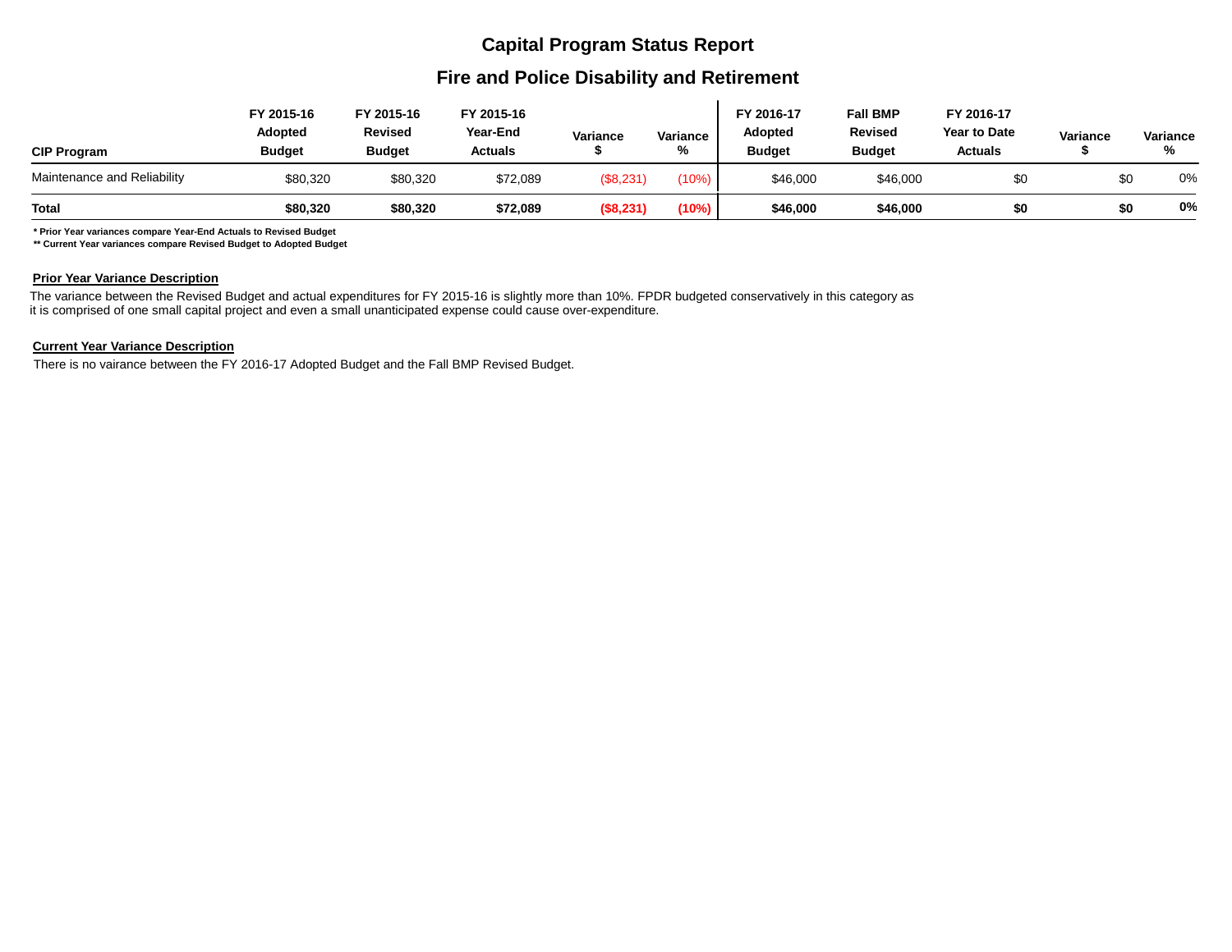# Capital Program Status Report

## Fire and Police Disability and Retirement

| CIP Program | FY 2015-16 Adopted Budget | FY 2015-16 Revised Budget | FY 2015-16 Year-End Actuals | Variance $ | Variance % | FY 2016-17 Adopted Budget | Fall BMP Revised Budget | FY 2016-17 Year to Date Actuals | Variance $ | Variance % |
|---|---|---|---|---|---|---|---|---|---|---|
| Maintenance and Reliability | $80,320 | $80,320 | $72,089 | ($8,231) | (10%) | $46,000 | $46,000 | $0 | $0 | 0% |
| **Total** | **$80,320** | **$80,320** | **$72,089** | **($8,231)** | **(10%)** | **$46,000** | **$46,000** | **$0** | **$0** | **0%** |

**\* Prior Year variances compare Year-End Actuals to Revised Budget**
**\*\* Current Year variances compare Revised Budget to Adopted Budget**

**Prior Year Variance Description**

The variance between the Revised Budget and actual expenditures for FY 2015-16 is slightly more than 10%. FPDR budgeted conservatively in this category as it is comprised of one small capital project and even a small unanticipated expense could cause over-expenditure.

**Current Year Variance Description**

There is no vairance between the FY 2016-17 Adopted Budget and the Fall BMP Revised Budget.